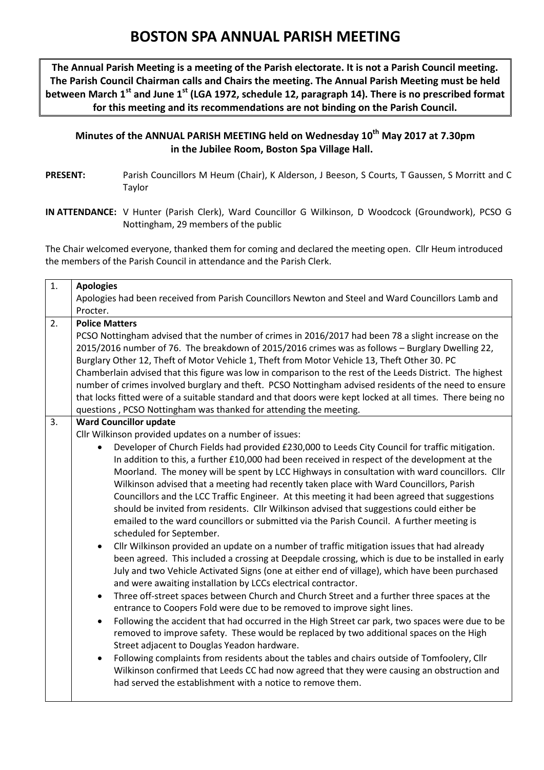# BOSTON SPA ANNUAL PARISH MEETING

**The Annual Parish Meeting is a meeting of the Parish electorate. It is not a Parish Council meeting. The Parish Council Chairman calls and Chairs the meeting. The Annual Parish Meeting must be held between March 1st and June 1st (LGA 1972, schedule 12, paragraph 14). There is no prescribed format for this meeting and its recommendations are not binding on the Parish Council.**

## Minutes of the ANNUAL PARISH MEETING held on Wednesday 10th May 2017 at 7.30pm in the Jubilee Room, Boston Spa Village Hall.

**PRESENT:** Parish Councillors M Heum (Chair), K Alderson, J Beeson, S Courts, T Gaussen, S Morritt and C Taylor

**IN ATTENDANCE:** V Hunter (Parish Clerk), Ward Councillor G Wilkinson, D Woodcock (Groundwork), PCSO G Nottingham, 29 members of the public

The Chair welcomed everyone, thanked them for coming and declared the meeting open. Cllr Heum introduced the members of the Parish Council in attendance and the Parish Clerk.

| | |
|---|---|
| 1. | **Apologies**<br>Apologies had been received from Parish Councillors Newton and Steel and Ward Councillors Lamb and Procter. |
| 2. | **Police Matters**<br>PCSO Nottingham advised that the number of crimes in 2016/2017 had been 78 a slight increase on the 2015/2016 number of 76. The breakdown of 2015/2016 crimes was as follows – Burglary Dwelling 22, Burglary Other 12, Theft of Motor Vehicle 1, Theft from Motor Vehicle 13, Theft Other 30. PC Chamberlain advised that this figure was low in comparison to the rest of the Leeds District. The highest number of crimes involved burglary and theft. PCSO Nottingham advised residents of the need to ensure that locks fitted were of a suitable standard and that doors were kept locked at all times. There being no questions , PCSO Nottingham was thanked for attending the meeting. |
| 3. | **Ward Councillor update**<br>Cllr Wilkinson provided updates on a number of issues:<br>• Developer of Church Fields had provided £230,000 to Leeds City Council for traffic mitigation. In addition to this, a further £10,000 had been received in respect of the development at the Moorland. The money will be spent by LCC Highways in consultation with ward councillors. Cllr Wilkinson advised that a meeting had recently taken place with Ward Councillors, Parish Councillors and the LCC Traffic Engineer. At this meeting it had been agreed that suggestions should be invited from residents. Cllr Wilkinson advised that suggestions could either be emailed to the ward councillors or submitted via the Parish Council. A further meeting is scheduled for September.<br>• Cllr Wilkinson provided an update on a number of traffic mitigation issues that had already been agreed. This included a crossing at Deepdale crossing, which is due to be installed in early July and two Vehicle Activated Signs (one at either end of village), which have been purchased and were awaiting installation by LCCs electrical contractor.<br>• Three off-street spaces between Church and Church Street and a further three spaces at the entrance to Coopers Fold were due to be removed to improve sight lines.<br>• Following the accident that had occurred in the High Street car park, two spaces were due to be removed to improve safety. These would be replaced by two additional spaces on the High Street adjacent to Douglas Yeadon hardware.<br>• Following complaints from residents about the tables and chairs outside of Tomfoolery, Cllr Wilkinson confirmed that Leeds CC had now agreed that they were causing an obstruction and had served the establishment with a notice to remove them. |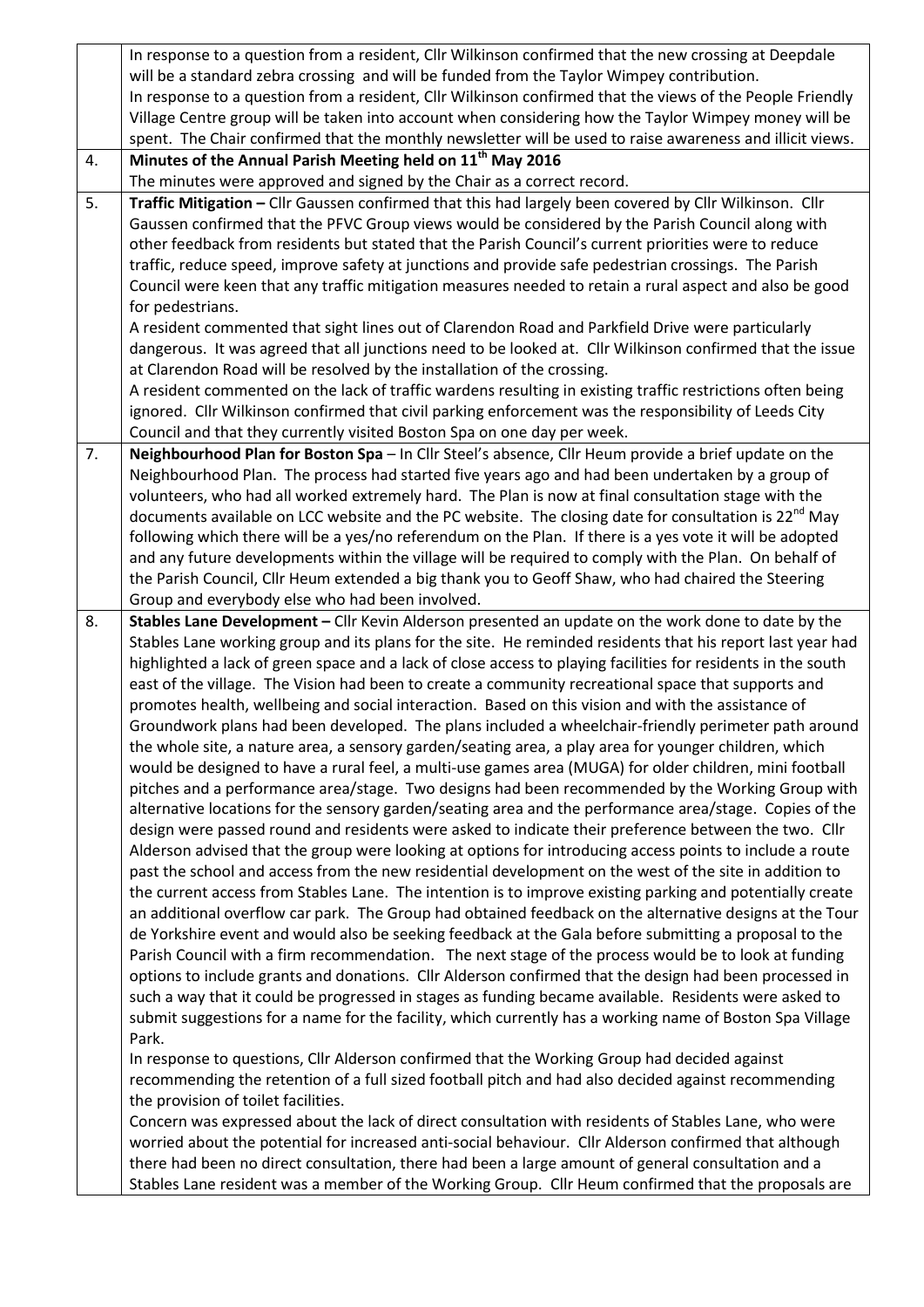| | |
|---|---|
| | In response to a question from a resident, Cllr Wilkinson confirmed that the new crossing at Deepdale will be a standard zebra crossing and will be funded from the Taylor Wimpey contribution.<br>In response to a question from a resident, Cllr Wilkinson confirmed that the views of the People Friendly Village Centre group will be taken into account when considering how the Taylor Wimpey money will be spent. The Chair confirmed that the monthly newsletter will be used to raise awareness and illicit views. |
| 4. | **Minutes of the Annual Parish Meeting held on 11th May 2016**<br>The minutes were approved and signed by the Chair as a correct record. |
| 5. | **Traffic Mitigation –** Cllr Gaussen confirmed that this had largely been covered by Cllr Wilkinson. Cllr Gaussen confirmed that the PFVC Group views would be considered by the Parish Council along with other feedback from residents but stated that the Parish Council's current priorities were to reduce traffic, reduce speed, improve safety at junctions and provide safe pedestrian crossings. The Parish Council were keen that any traffic mitigation measures needed to retain a rural aspect and also be good for pedestrians.<br>A resident commented that sight lines out of Clarendon Road and Parkfield Drive were particularly dangerous. It was agreed that all junctions need to be looked at. Cllr Wilkinson confirmed that the issue at Clarendon Road will be resolved by the installation of the crossing.<br>A resident commented on the lack of traffic wardens resulting in existing traffic restrictions often being ignored. Cllr Wilkinson confirmed that civil parking enforcement was the responsibility of Leeds City Council and that they currently visited Boston Spa on one day per week. |
| 7. | **Neighbourhood Plan for Boston Spa** – In Cllr Steel's absence, Cllr Heum provide a brief update on the Neighbourhood Plan. The process had started five years ago and had been undertaken by a group of volunteers, who had all worked extremely hard. The Plan is now at final consultation stage with the documents available on LCC website and the PC website. The closing date for consultation is 22nd May following which there will be a yes/no referendum on the Plan. If there is a yes vote it will be adopted and any future developments within the village will be required to comply with the Plan. On behalf of the Parish Council, Cllr Heum extended a big thank you to Geoff Shaw, who had chaired the Steering Group and everybody else who had been involved. |
| 8. | **Stables Lane Development –** Cllr Kevin Alderson presented an update on the work done to date by the Stables Lane working group and its plans for the site. He reminded residents that his report last year had highlighted a lack of green space and a lack of close access to playing facilities for residents in the south east of the village. The Vision had been to create a community recreational space that supports and promotes health, wellbeing and social interaction. Based on this vision and with the assistance of Groundwork plans had been developed. The plans included a wheelchair-friendly perimeter path around the whole site, a nature area, a sensory garden/seating area, a play area for younger children, which would be designed to have a rural feel, a multi-use games area (MUGA) for older children, mini football pitches and a performance area/stage. Two designs had been recommended by the Working Group with alternative locations for the sensory garden/seating area and the performance area/stage. Copies of the design were passed round and residents were asked to indicate their preference between the two. Cllr Alderson advised that the group were looking at options for introducing access points to include a route past the school and access from the new residential development on the west of the site in addition to the current access from Stables Lane. The intention is to improve existing parking and potentially create an additional overflow car park. The Group had obtained feedback on the alternative designs at the Tour de Yorkshire event and would also be seeking feedback at the Gala before submitting a proposal to the Parish Council with a firm recommendation. The next stage of the process would be to look at funding options to include grants and donations. Cllr Alderson confirmed that the design had been processed in such a way that it could be progressed in stages as funding became available. Residents were asked to submit suggestions for a name for the facility, which currently has a working name of Boston Spa Village Park.<br>In response to questions, Cllr Alderson confirmed that the Working Group had decided against recommending the retention of a full sized football pitch and had also decided against recommending the provision of toilet facilities.<br>Concern was expressed about the lack of direct consultation with residents of Stables Lane, who were worried about the potential for increased anti-social behaviour. Cllr Alderson confirmed that although there had been no direct consultation, there had been a large amount of general consultation and a Stables Lane resident was a member of the Working Group. Cllr Heum confirmed that the proposals are |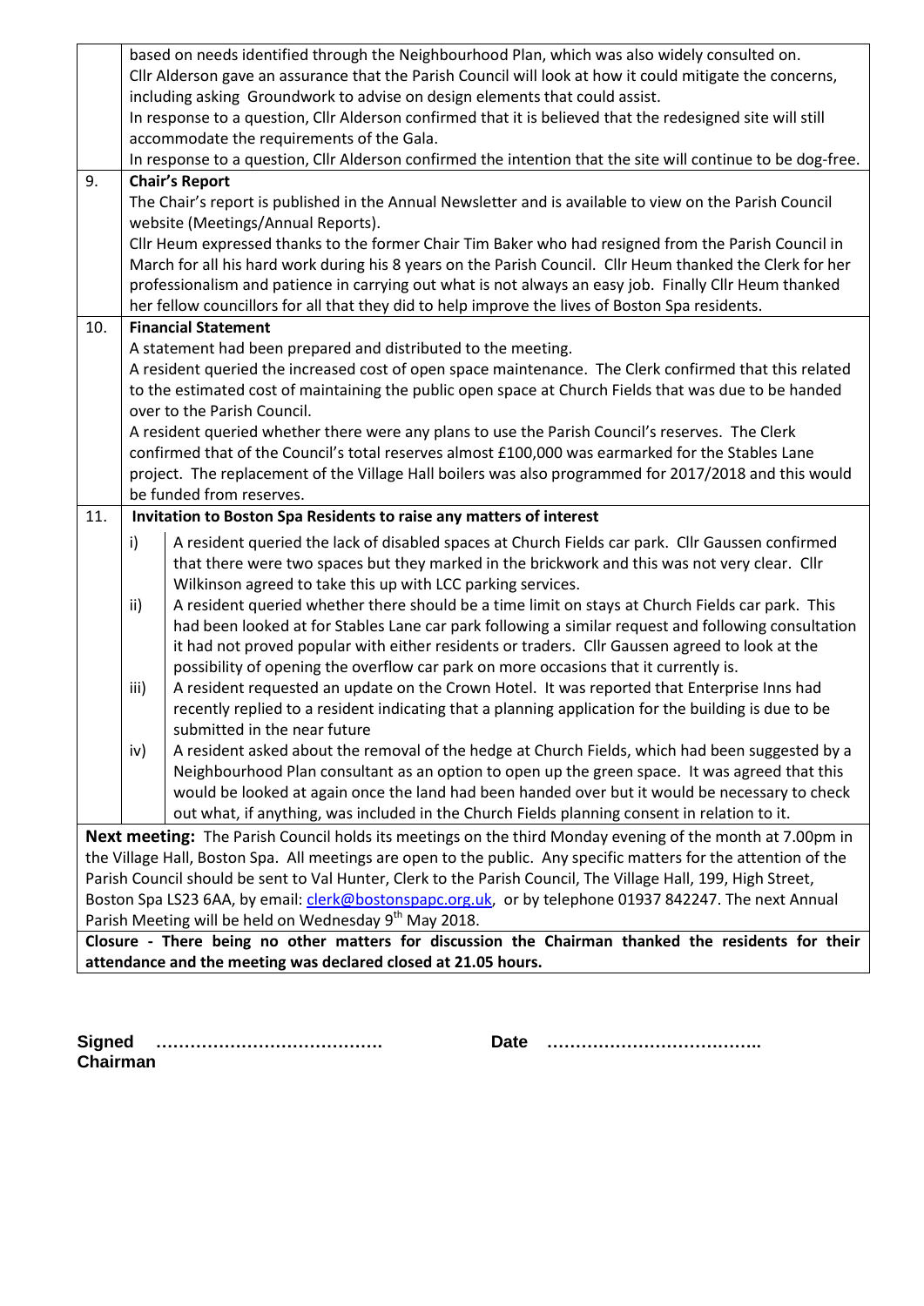| | | |
|---|---|---|
| | based on needs identified through the Neighbourhood Plan, which was also widely consulted on.<br>Cllr Alderson gave an assurance that the Parish Council will look at how it could mitigate the concerns, including asking Groundwork to advise on design elements that could assist.<br>In response to a question, Cllr Alderson confirmed that it is believed that the redesigned site will still accommodate the requirements of the Gala.<br>In response to a question, Cllr Alderson confirmed the intention that the site will continue to be dog-free. | |
| 9. | **Chair's Report**<br>The Chair's report is published in the Annual Newsletter and is available to view on the Parish Council website (Meetings/Annual Reports).<br>Cllr Heum expressed thanks to the former Chair Tim Baker who had resigned from the Parish Council in March for all his hard work during his 8 years on the Parish Council. Cllr Heum thanked the Clerk for her professionalism and patience in carrying out what is not always an easy job. Finally Cllr Heum thanked her fellow councillors for all that they did to help improve the lives of Boston Spa residents. | |
| 10. | **Financial Statement**<br>A statement had been prepared and distributed to the meeting.<br>A resident queried the increased cost of open space maintenance. The Clerk confirmed that this related to the estimated cost of maintaining the public open space at Church Fields that was due to be handed over to the Parish Council.<br>A resident queried whether there were any plans to use the Parish Council's reserves. The Clerk confirmed that of the Council's total reserves almost £100,000 was earmarked for the Stables Lane project. The replacement of the Village Hall boilers was also programmed for 2017/2018 and this would be funded from reserves. | |
| 11. | **Invitation to Boston Spa Residents to raise any matters of interest** | |
| | i) | A resident queried the lack of disabled spaces at Church Fields car park. Cllr Gaussen confirmed that there were two spaces but they marked in the brickwork and this was not very clear. Cllr Wilkinson agreed to take this up with LCC parking services. |
| | ii) | A resident queried whether there should be a time limit on stays at Church Fields car park. This had been looked at for Stables Lane car park following a similar request and following consultation it had not proved popular with either residents or traders. Cllr Gaussen agreed to look at the possibility of opening the overflow car park on more occasions that it currently is. |
| | iii) | A resident requested an update on the Crown Hotel. It was reported that Enterprise Inns had recently replied to a resident indicating that a planning application for the building is due to be submitted in the near future |
| | iv) | A resident asked about the removal of the hedge at Church Fields, which had been suggested by a Neighbourhood Plan consultant as an option to open up the green space. It was agreed that this would be looked at again once the land had been handed over but it would be necessary to check out what, if anything, was included in the Church Fields planning consent in relation to it. |

**Next meeting:** The Parish Council holds its meetings on the third Monday evening of the month at 7.00pm in the Village Hall, Boston Spa. All meetings are open to the public. Any specific matters for the attention of the Parish Council should be sent to Val Hunter, Clerk to the Parish Council, The Village Hall, 199, High Street, Boston Spa LS23 6AA, by email: clerk@bostonspapc.org.uk, or by telephone 01937 842247. The next Annual Parish Meeting will be held on Wednesday 9th May 2018.

**Closure - There being no other matters for discussion the Chairman thanked the residents for their attendance and the meeting was declared closed at 21.05 hours.**

**Signed** ………………………………… **Date** ……………………………….
**Chairman**